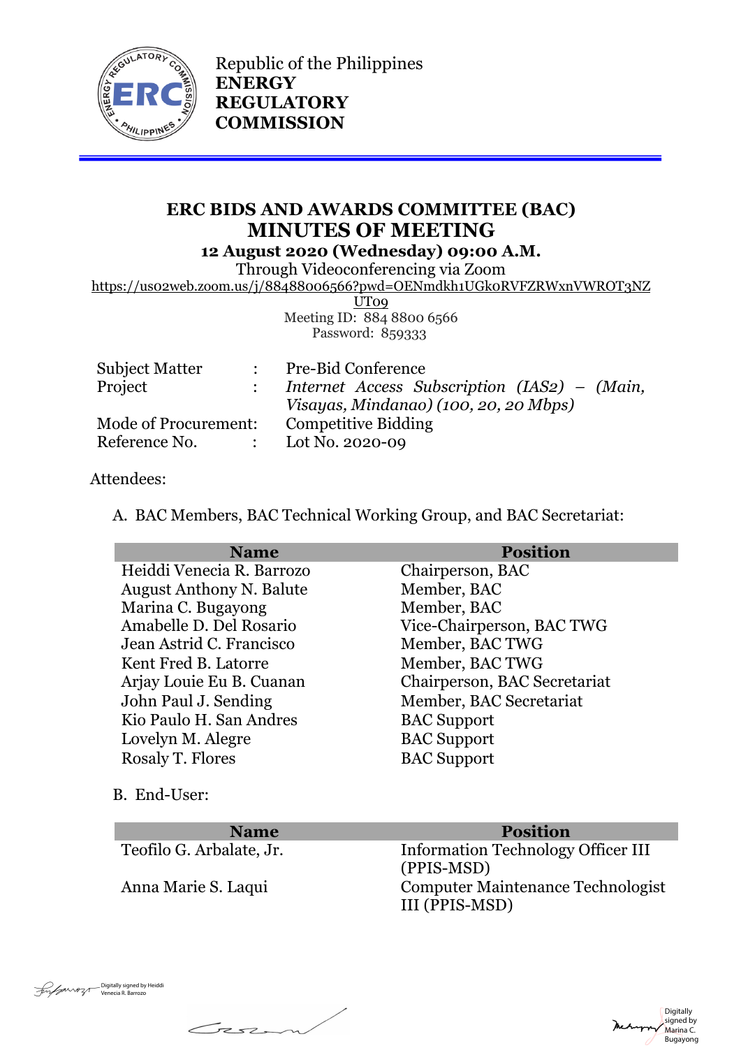Republic of the Philippines
**ENERGY REGULATORY COMMISSION**

# ERC BIDS AND AWARDS COMMITTEE (BAC)
# MINUTES OF MEETING
### 12 August 2020 (Wednesday) 09:00 A.M.

Through Videoconferencing via Zoom
https://us02web.zoom.us/j/88488006566?pwd=OENmdkh1UGk0RVFZRWxnVWROT3NZUT09
Meeting ID: 884 8800 6566
Password: 859333

| | | |
|---|---|---|
| Subject Matter | : | Pre-Bid Conference |
| Project | : | *Internet Access Subscription (IAS2) – (Main, Visayas, Mindanao) (100, 20, 20 Mbps)* |
| Mode of Procurement: | | Competitive Bidding |
| Reference No. | : | Lot No. 2020-09 |

Attendees:

A. BAC Members, BAC Technical Working Group, and BAC Secretariat:

| Name | Position |
|---|---|
| Heiddi Venecia R. Barrozo | Chairperson, BAC |
| August Anthony N. Balute | Member, BAC |
| Marina C. Bugayong | Member, BAC |
| Amabelle D. Del Rosario | Vice-Chairperson, BAC TWG |
| Jean Astrid C. Francisco | Member, BAC TWG |
| Kent Fred B. Latorre | Member, BAC TWG |
| Arjay Louie Eu B. Cuanan | Chairperson, BAC Secretariat |
| John Paul J. Sending | Member, BAC Secretariat |
| Kio Paulo H. San Andres | BAC Support |
| Lovelyn M. Alegre | BAC Support |
| Rosaly T. Flores | BAC Support |

B. End-User:

| Name | Position |
|---|---|
| Teofilo G. Arbalate, Jr. | Information Technology Officer III (PPIS-MSD) |
| Anna Marie S. Laqui | Computer Maintenance Technologist III (PPIS-MSD) |

Digitally signed by Heiddi Venecia R. Barrozo

Digitally signed by Marina C. Bugayong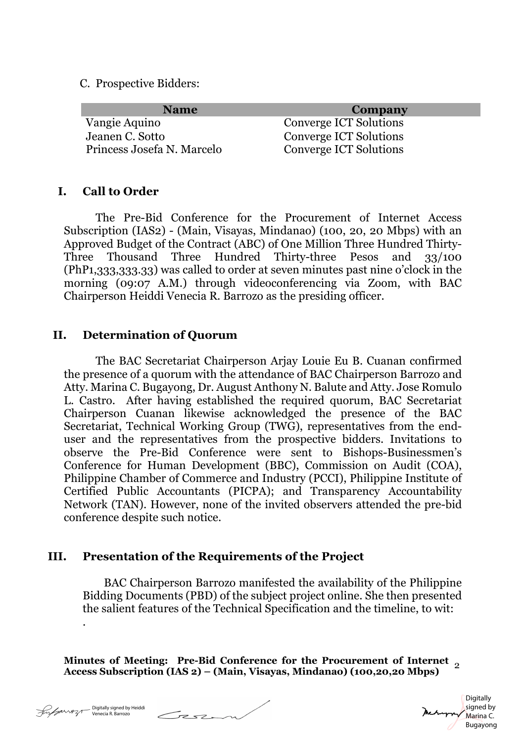C. Prospective Bidders:

| Name | Company |
|---|---|
| Vangie Aquino | Converge ICT Solutions |
| Jeanen C. Sotto | Converge ICT Solutions |
| Princess Josefa N. Marcelo | Converge ICT Solutions |

## I. Call to Order

The Pre-Bid Conference for the Procurement of Internet Access Subscription (IAS2) - (Main, Visayas, Mindanao) (100, 20, 20 Mbps) with an Approved Budget of the Contract (ABC) of One Million Three Hundred Thirty-Three Thousand Three Hundred Thirty-three Pesos and 33/100 (PhP1,333,333.33) was called to order at seven minutes past nine o'clock in the morning (09:07 A.M.) through videoconferencing via Zoom, with BAC Chairperson Heiddi Venecia R. Barrozo as the presiding officer.

## II. Determination of Quorum

The BAC Secretariat Chairperson Arjay Louie Eu B. Cuanan confirmed the presence of a quorum with the attendance of BAC Chairperson Barrozo and Atty. Marina C. Bugayong, Dr. August Anthony N. Balute and Atty. Jose Romulo L. Castro. After having established the required quorum, BAC Secretariat Chairperson Cuanan likewise acknowledged the presence of the BAC Secretariat, Technical Working Group (TWG), representatives from the end-user and the representatives from the prospective bidders. Invitations to observe the Pre-Bid Conference were sent to Bishops-Businessmen's Conference for Human Development (BBC), Commission on Audit (COA), Philippine Chamber of Commerce and Industry (PCCI), Philippine Institute of Certified Public Accountants (PICPA); and Transparency Accountability Network (TAN). However, none of the invited observers attended the pre-bid conference despite such notice.

## III. Presentation of the Requirements of the Project

BAC Chairperson Barrozo manifested the availability of the Philippine Bidding Documents (PBD) of the subject project online. She then presented the salient features of the Technical Specification and the timeline, to wit:

.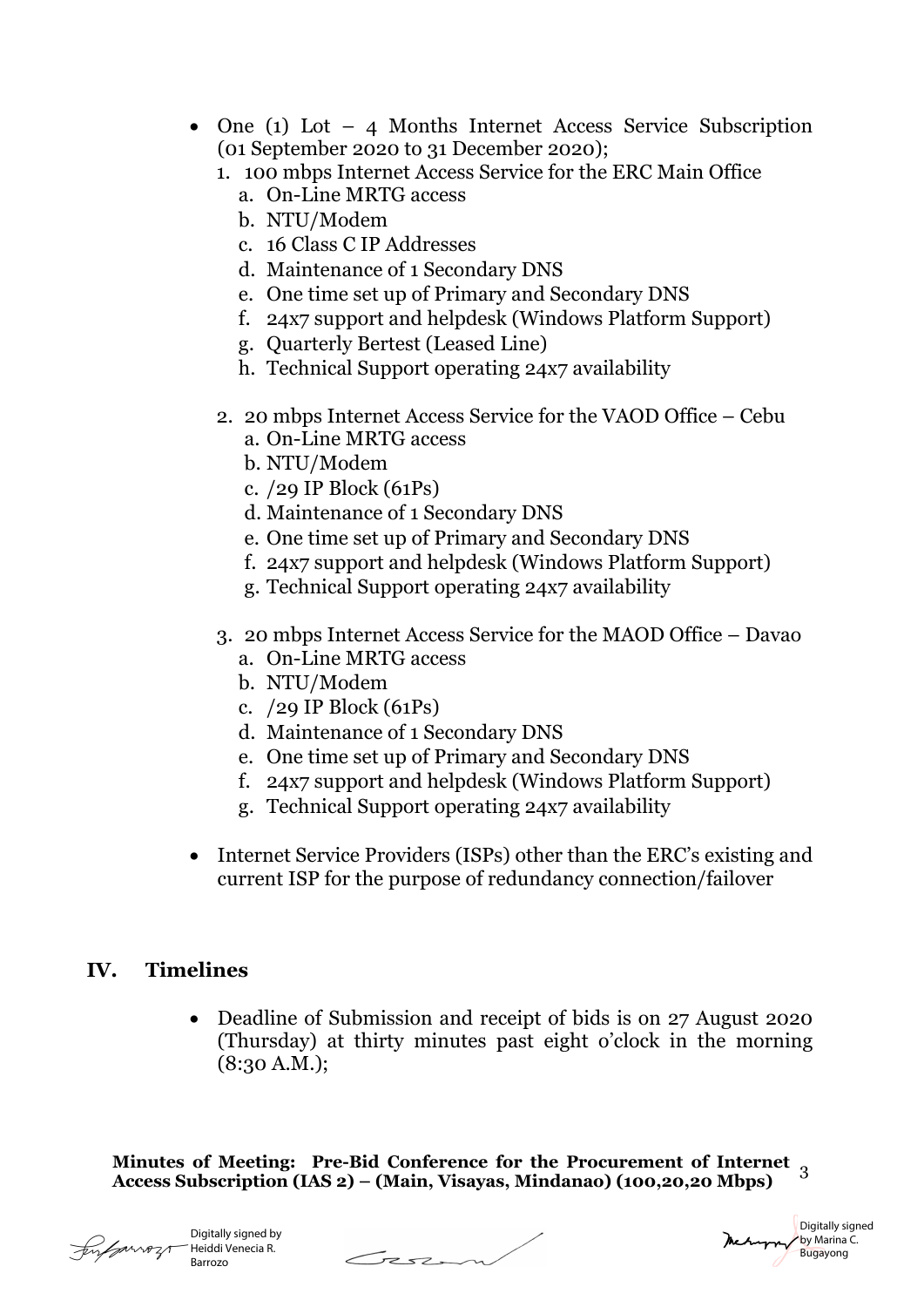- One (1) Lot – 4 Months Internet Access Service Subscription (01 September 2020 to 31 December 2020);
  1. 100 mbps Internet Access Service for the ERC Main Office
     a. On-Line MRTG access
     b. NTU/Modem
     c. 16 Class C IP Addresses
     d. Maintenance of 1 Secondary DNS
     e. One time set up of Primary and Secondary DNS
     f. 24x7 support and helpdesk (Windows Platform Support)
     g. Quarterly Bertest (Leased Line)
     h. Technical Support operating 24x7 availability

  2. 20 mbps Internet Access Service for the VAOD Office – Cebu
     a. On-Line MRTG access
     b. NTU/Modem
     c. /29 IP Block (61Ps)
     d. Maintenance of 1 Secondary DNS
     e. One time set up of Primary and Secondary DNS
     f. 24x7 support and helpdesk (Windows Platform Support)
     g. Technical Support operating 24x7 availability

  3. 20 mbps Internet Access Service for the MAOD Office – Davao
     a. On-Line MRTG access
     b. NTU/Modem
     c. /29 IP Block (61Ps)
     d. Maintenance of 1 Secondary DNS
     e. One time set up of Primary and Secondary DNS
     f. 24x7 support and helpdesk (Windows Platform Support)
     g. Technical Support operating 24x7 availability

- Internet Service Providers (ISPs) other than the ERC's existing and current ISP for the purpose of redundancy connection/failover

## IV. Timelines

- Deadline of Submission and receipt of bids is on 27 August 2020 (Thursday) at thirty minutes past eight o'clock in the morning (8:30 A.M.);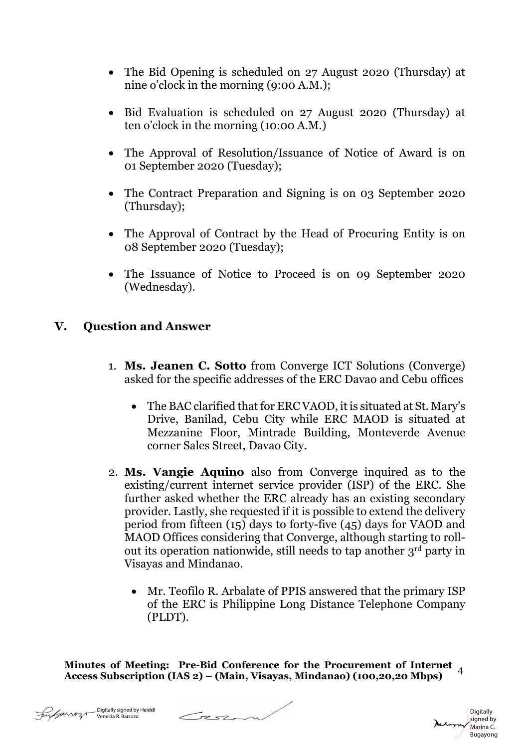- The Bid Opening is scheduled on 27 August 2020 (Thursday) at nine o'clock in the morning (9:00 A.M.);

- Bid Evaluation is scheduled on 27 August 2020 (Thursday) at ten o'clock in the morning (10:00 A.M.)

- The Approval of Resolution/Issuance of Notice of Award is on 01 September 2020 (Tuesday);

- The Contract Preparation and Signing is on 03 September 2020 (Thursday);

- The Approval of Contract by the Head of Procuring Entity is on 08 September 2020 (Tuesday);

- The Issuance of Notice to Proceed is on 09 September 2020 (Wednesday).

## V. Question and Answer

1. **Ms. Jeanen C. Sotto** from Converge ICT Solutions (Converge) asked for the specific addresses of the ERC Davao and Cebu offices

   - The BAC clarified that for ERC VAOD, it is situated at St. Mary's Drive, Banilad, Cebu City while ERC MAOD is situated at Mezzanine Floor, Mintrade Building, Monteverde Avenue corner Sales Street, Davao City.

2. **Ms. Vangie Aquino** also from Converge inquired as to the existing/current internet service provider (ISP) of the ERC. She further asked whether the ERC already has an existing secondary provider. Lastly, she requested if it is possible to extend the delivery period from fifteen (15) days to forty-five (45) days for VAOD and MAOD Offices considering that Converge, although starting to roll-out its operation nationwide, still needs to tap another 3rd party in Visayas and Mindanao.

   - Mr. Teofilo R. Arbalate of PPIS answered that the primary ISP of the ERC is Philippine Long Distance Telephone Company (PLDT).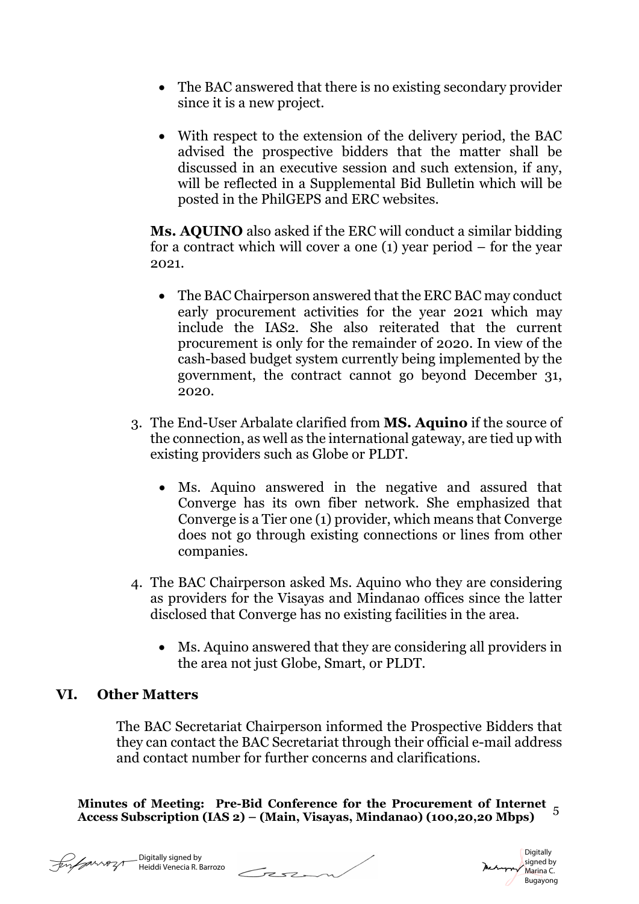- The BAC answered that there is no existing secondary provider since it is a new project.

- With respect to the extension of the delivery period, the BAC advised the prospective bidders that the matter shall be discussed in an executive session and such extension, if any, will be reflected in a Supplemental Bid Bulletin which will be posted in the PhilGEPS and ERC websites.

**Ms. AQUINO** also asked if the ERC will conduct a similar bidding for a contract which will cover a one (1) year period – for the year 2021.

- The BAC Chairperson answered that the ERC BAC may conduct early procurement activities for the year 2021 which may include the IAS2. She also reiterated that the current procurement is only for the remainder of 2020. In view of the cash-based budget system currently being implemented by the government, the contract cannot go beyond December 31, 2020.

3. The End-User Arbalate clarified from **MS. Aquino** if the source of the connection, as well as the international gateway, are tied up with existing providers such as Globe or PLDT.

    - Ms. Aquino answered in the negative and assured that Converge has its own fiber network. She emphasized that Converge is a Tier one (1) provider, which means that Converge does not go through existing connections or lines from other companies.

4. The BAC Chairperson asked Ms. Aquino who they are considering as providers for the Visayas and Mindanao offices since the latter disclosed that Converge has no existing facilities in the area.

    - Ms. Aquino answered that they are considering all providers in the area not just Globe, Smart, or PLDT.

## VI. Other Matters

The BAC Secretariat Chairperson informed the Prospective Bidders that they can contact the BAC Secretariat through their official e-mail address and contact number for further concerns and clarifications.

**Minutes of Meeting: Pre-Bid Conference for the Procurement of Internet Access Subscription (IAS 2) – (Main, Visayas, Mindanao) (100,20,20 Mbps)**

Digitally signed by Heiddi Venecia R. Barrozo

Digitally signed by Marina C. Bugayong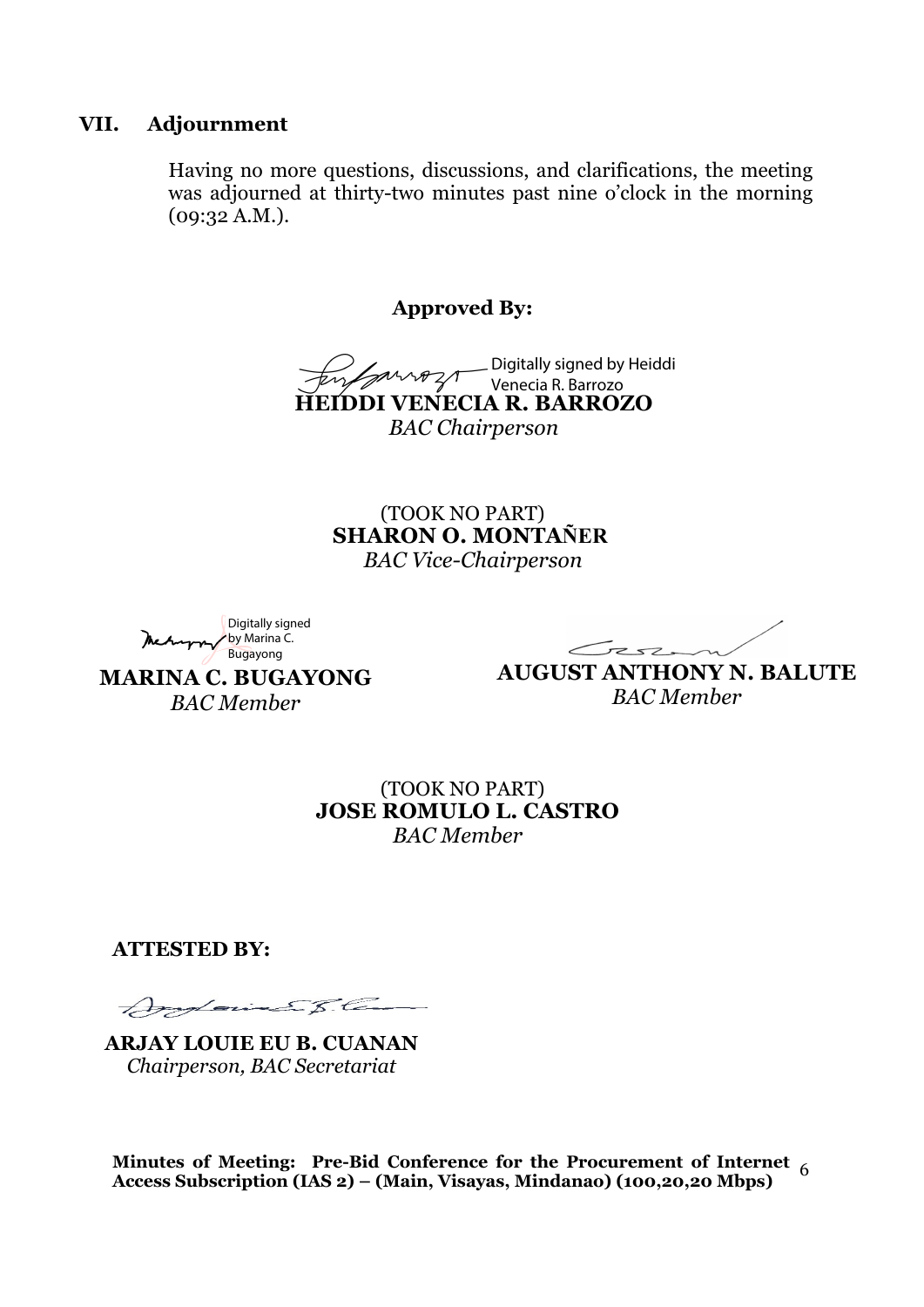## VII. Adjournment

Having no more questions, discussions, and clarifications, the meeting was adjourned at thirty-two minutes past nine o'clock in the morning (09:32 A.M.).

**Approved By:**

Digitally signed by Heiddi Venecia R. Barrozo

**HEIDDI VENECIA R. BARROZO**
*BAC Chairperson*

(TOOK NO PART)
**SHARON O. MONTAÑER**
*BAC Vice-Chairperson*

Digitally signed by Marina C. Bugayong

**MARINA C. BUGAYONG**
*BAC Member*

**AUGUST ANTHONY N. BALUTE**
*BAC Member*

(TOOK NO PART)
**JOSE ROMULO L. CASTRO**
*BAC Member*

**ATTESTED BY:**

**ARJAY LOUIE EU B. CUANAN**
*Chairperson, BAC Secretariat*